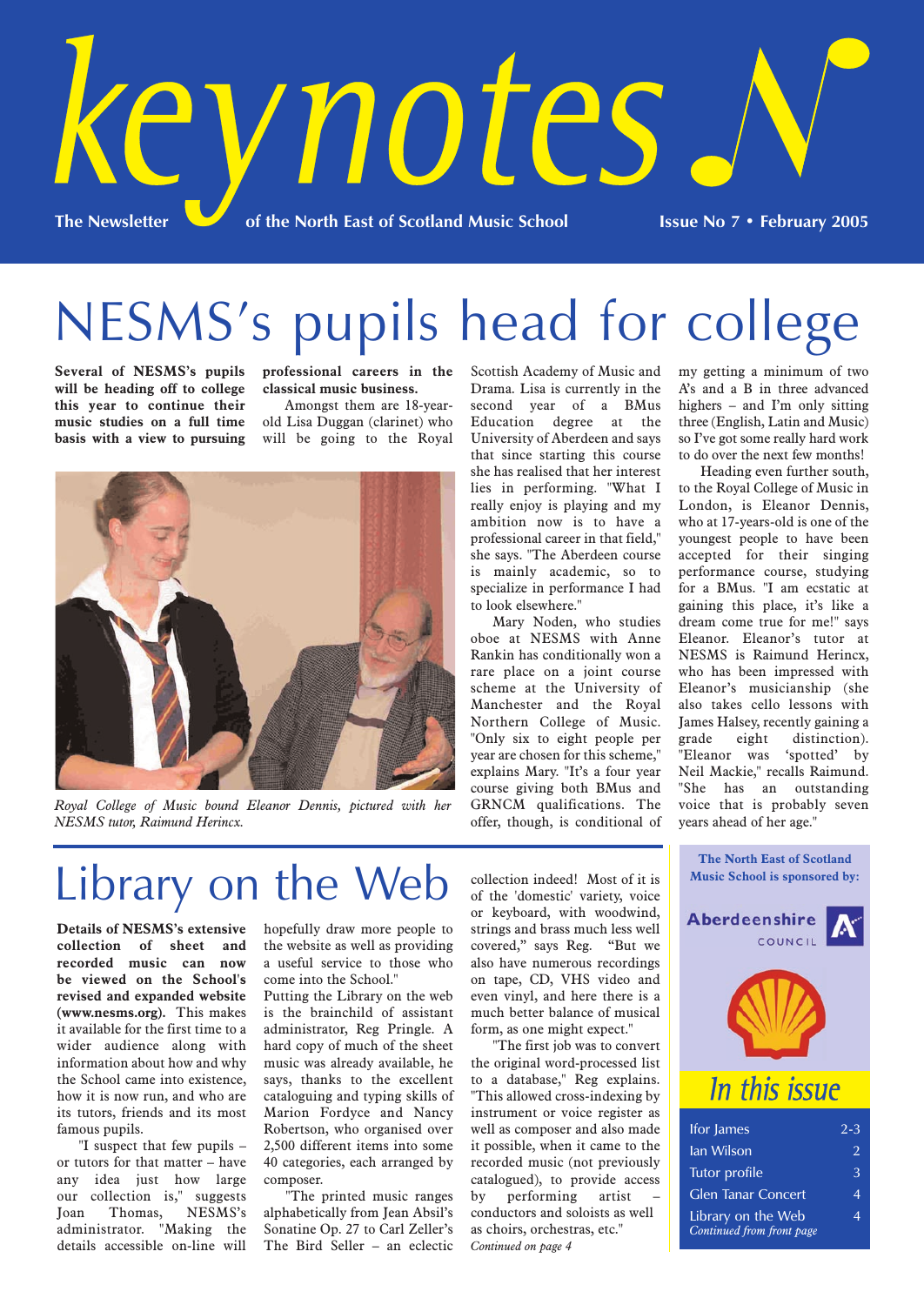# keynotes

The Newsletter of the North East of Scotland Music School

Issue No 7 • February 2005

# NESMS's pupils head for college

**Several of NESMS's pupils will be heading off to college this year to continue their music studies on a full time basis with a view to pursuing professional careers in the classical music business.**

Amongst them are 18-year-old Lisa Duggan (clarinet) who will be going to the Royal Scottish Academy of Music and Drama. Lisa is currently in the second year of a BMus Education degree at the University of Aberdeen and says that since starting this course she has realised that her interest lies in performing. "What I really enjoy is playing and my ambition now is to have a professional career in that field," she says. "The Aberdeen course is mainly academic, so to specialize in performance I had to look elsewhere."

*Royal College of Music bound Eleanor Dennis, pictured with her NESMS tutor, Raimund Herincx.*

Mary Noden, who studies oboe at NESMS with Anne Rankin has conditionally won a rare place on a joint course scheme at the University of Manchester and the Royal Northern College of Music. "Only six to eight people per year are chosen for this scheme," explains Mary. "It's a four year course giving both BMus and GRNCM qualifications. The offer, though, is conditional of my getting a minimum of two A's and a B in three advanced highers – and I'm only sitting three (English, Latin and Music) so I've got some really hard work to do over the next few months!

Heading even further south, to the Royal College of Music in London, is Eleanor Dennis, who at 17-years-old is one of the youngest people to have been accepted for their singing performance course, studying for a BMus. "I am ecstatic at gaining this place, it's like a dream come true for me!" says Eleanor. Eleanor's tutor at NESMS is Raimund Herincx, who has been impressed with Eleanor's musicianship (she also takes cello lessons with James Halsey, recently gaining a grade eight distinction). "Eleanor was 'spotted' by Neil Mackie," recalls Raimund. "She has an outstanding voice that is probably seven years ahead of her age."

# Library on the Web

**Details of NESMS's extensive collection of sheet and recorded music can now be viewed on the School's revised and expanded website (www.nesms.org).** This makes it available for the first time to a wider audience along with information about how and why the School came into existence, how it is now run, and who are its tutors, friends and its most famous pupils.

"I suspect that few pupils – or tutors for that matter – have any idea just how large our collection is," suggests Joan Thomas, NESMS's administrator. "Making the details accessible on-line will hopefully draw more people to the website as well as providing a useful service to those who come into the School."

Putting the Library on the web is the brainchild of assistant administrator, Reg Pringle. A hard copy of much of the sheet music was already available, he says, thanks to the excellent cataloguing and typing skills of Marion Fordyce and Nancy Robertson, who organised over 2,500 different items into some 40 categories, each arranged by composer.

"The printed music ranges alphabetically from Jean Absil's Sonatine Op. 27 to Carl Zeller's The Bird Seller – an eclectic collection indeed! Most of it is of the 'domestic' variety, voice or keyboard, with woodwind, strings and brass much less well covered," says Reg. "But we also have numerous recordings on tape, CD, VHS video and even vinyl, and here there is a much better balance of musical form, as one might expect."

"The first job was to convert the original word-processed list to a database," Reg explains. "This allowed cross-indexing by instrument or voice register as well as composer and also made it possible, when it came to the recorded music (not previously catalogued), to provide access by performing artist – conductors and soloists as well as choirs, orchestras, etc."

*Continued on page 4*

**The North East of Scotland Music School is sponsored by:**

Aberdeenshire Council

## In this issue

| | |
|---|---|
| Ifor James | 2-3 |
| Ian Wilson | 2 |
| Tutor profile | 3 |
| Glen Tanar Concert | 4 |
| Library on the Web *Continued from front page* | 4 |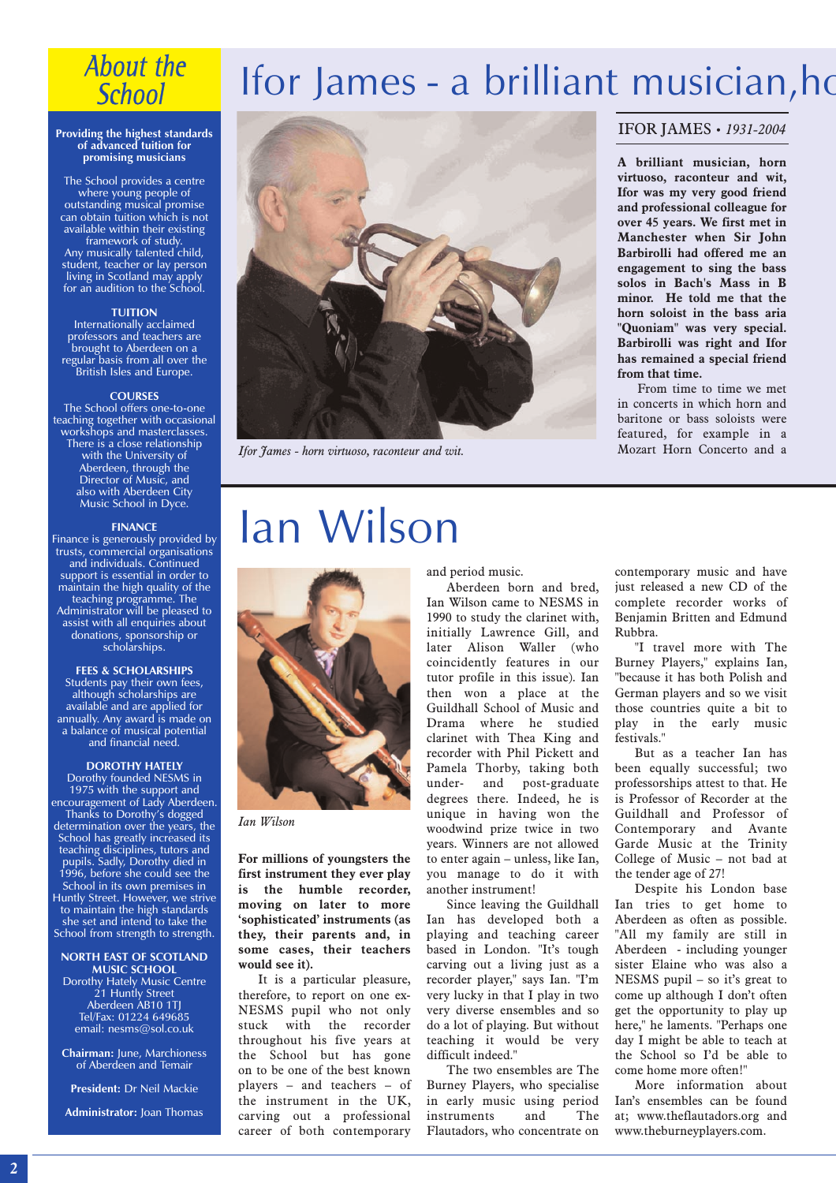## About the School

**Providing the highest standards of advanced tuition for promising musicians**

The School provides a centre where young people of outstanding musical promise can obtain tuition which is not available within their existing framework of study.
Any musically talented child, student, teacher or lay person living in Scotland may apply for an audition to the School.

**TUITION**
Internationally acclaimed professors and teachers are brought to Aberdeen on a regular basis from all over the British Isles and Europe.

**COURSES**
The School offers one-to-one teaching together with occasional workshops and masterclasses. There is a close relationship with the University of Aberdeen, through the Director of Music, and also with Aberdeen City Music School in Dyce.

**FINANCE**
Finance is generously provided by trusts, commercial organisations and individuals. Continued support is essential in order to maintain the high quality of the teaching programme. The Administrator will be pleased to assist with all enquiries about donations, sponsorship or scholarships.

**FEES & SCHOLARSHIPS**
Students pay their own fees, although scholarships are available and are applied for annually. Any award is made on a balance of musical potential and financial need.

**DOROTHY HATELY**
Dorothy founded NESMS in 1975 with the support and encouragement of Lady Aberdeen. Thanks to Dorothy's dogged determination over the years, the School has greatly increased its teaching disciplines, tutors and pupils. Sadly, Dorothy died in 1996, before she could see the School in its own premises in Huntly Street. However, we strive to maintain the high standards she set and intend to take the School from strength to strength.

**NORTH EAST OF SCOTLAND MUSIC SCHOOL**
Dorothy Hately Music Centre
21 Huntly Street
Aberdeen AB10 1TJ
Tel/Fax: 01224 649685
email: nesms@sol.co.uk

**Chairman:** June, Marchioness of Aberdeen and Temair

**President:** Dr Neil Mackie

**Administrator:** Joan Thomas

# Ifor James - a brilliant musician,ho

*Ifor James - horn virtuoso, raconteur and wit.*

IFOR JAMES • *1931-2004*

**A brilliant musician, horn virtuoso, raconteur and wit, Ifor was my very good friend and professional colleague for over 45 years. We first met in Manchester when Sir John Barbirolli had offered me an engagement to sing the bass solos in Bach's Mass in B minor. He told me that the horn soloist in the bass aria "Quoniam" was very special. Barbirolli was right and Ifor has remained a special friend from that time.**

From time to time we met in concerts in which horn and baritone or bass soloists were featured, for example in a Mozart Horn Concerto and a

# Ian Wilson

*Ian Wilson*

**For millions of youngsters the first instrument they ever play is the humble recorder, moving on later to more 'sophisticated' instruments (as they, their parents and, in some cases, their teachers would see it).**

It is a particular pleasure, therefore, to report on one ex-NESMS pupil who not only stuck with the recorder throughout his five years at the School but has gone on to be one of the best known players – and teachers – of the instrument in the UK, carving out a professional career of both contemporary and period music.

Aberdeen born and bred, Ian Wilson came to NESMS in 1990 to study the clarinet with, initially Lawrence Gill, and later Alison Waller (who coincidently features in our tutor profile in this issue). Ian then won a place at the Guildhall School of Music and Drama where he studied clarinet with Thea King and recorder with Phil Pickett and Pamela Thorby, taking both under- and post-graduate degrees there. Indeed, he is unique in having won the woodwind prize twice in two years. Winners are not allowed to enter again – unless, like Ian, you manage to do it with another instrument!

Since leaving the Guildhall Ian has developed both a playing and teaching career based in London. "It's tough carving out a living just as a recorder player," says Ian. "I'm very lucky in that I play in two very diverse ensembles and so do a lot of playing. But without teaching it would be very difficult indeed."

The two ensembles are The Burney Players, who specialise in early music using period instruments and The Flautadors, who concentrate on contemporary music and have just released a new CD of the complete recorder works of Benjamin Britten and Edmund Rubbra.

"I travel more with The Burney Players," explains Ian, "because it has both Polish and German players and so we visit those countries quite a bit to play in the early music festivals."

But as a teacher Ian has been equally successful; two professorships attest to that. He is Professor of Recorder at the Guildhall and Professor of Contemporary and Avante Garde Music at the Trinity College of Music – not bad at the tender age of 27!

Despite his London base Ian tries to get home to Aberdeen as often as possible. "All my family are still in Aberdeen - including younger sister Elaine who was also a NESMS pupil – so it's great to come up although I don't often get the opportunity to play up here," he laments. "Perhaps one day I might be able to teach at the School so I'd be able to come home more often!"

More information about Ian's ensembles can be found at; www.theflautadors.org and www.theburneyplayers.com.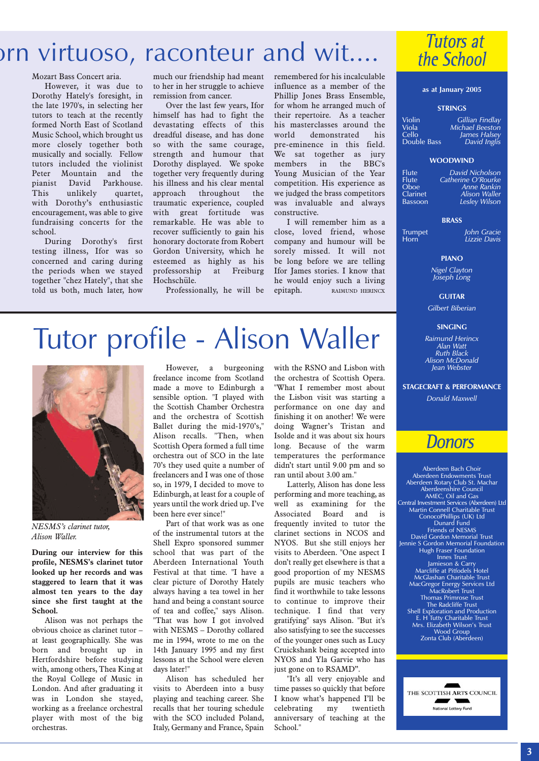# orn virtuoso, raconteur and wit....

Mozart Bass Concert aria.

However, it was due to Dorothy Hately's foresight, in the late 1970's, in selecting her tutors to teach at the recently formed North East of Scotland Music School, which brought us more closely together both musically and socially. Fellow tutors included the violinist Peter Mountain and the pianist David Parkhouse. This unlikely quartet, with Dorothy's enthusiastic encouragement, was able to give fundraising concerts for the school.

During Dorothy's first testing illness, Ifor was so concerned and caring during the periods when we stayed together "chez Hately", that she told us both, much later, how much our friendship had meant to her in her struggle to achieve remission from cancer.

Over the last few years, Ifor himself has had to fight the devastating effects of this dreadful disease, and has done so with the same courage, strength and humour that Dorothy displayed. We spoke together very frequently during his illness and his clear mental approach throughout the traumatic experience, coupled with great fortitude was remarkable. He was able to recover sufficiently to gain his honorary doctorate from Robert Gordon University, which he esteemed as highly as his professorship at Freiburg Hochschüle.

Professionally, he will be remembered for his incalculable influence as a member of the Phillip Jones Brass Ensemble, for whom he arranged much of their repertoire. As a teacher his masterclasses around the world demonstrated his pre-eminence in this field. We sat together as jury members in the BBC's Young Musician of the Year competition. His experience as we judged the brass competitors was invaluable and always constructive.

I will remember him as a close, loved friend, whose company and humour will be sorely missed. It will not be long before we are telling Ifor James stories. I know that he would enjoy such a living epitaph.

RAIMUND HERINCX

# Tutor profile - Alison Waller

*NESMS's clarinet tutor, Alison Waller.*

**During our interview for this profile, NESMS's clarinet tutor looked up her records and was staggered to learn that it was almost ten years to the day since she first taught at the School.**

Alison was not perhaps the obvious choice as clarinet tutor – at least geographically. She was born and brought up in Hertfordshire before studying with, among others, Thea King at the Royal College of Music in London. And after graduating it was in London she stayed, working as a freelance orchestral player with most of the big orchestras.

However, a burgeoning freelance income from Scotland made a move to Edinburgh a sensible option. "I played with the Scottish Chamber Orchestra and the orchestra of Scottish Ballet during the mid-1970's," Alison recalls. "Then, when Scottish Opera formed a full time orchestra out of SCO in the late 70's they used quite a number of freelancers and I was one of those so, in 1979, I decided to move to Edinburgh, at least for a couple of years until the work dried up. I've been here ever since!"

Part of that work was as one of the instrumental tutors at the Shell Expro sponsored summer school that was part of the Aberdeen International Youth Festival at that time. "I have a clear picture of Dorothy Hately always having a tea towel in her hand and being a constant source of tea and coffee," says Alison. "That was how I got involved with NESMS – Dorothy collared me in 1994, wrote to me on the 14th January 1995 and my first lessons at the School were eleven days later!"

Alison has scheduled her visits to Aberdeen into a busy playing and teaching career. She recalls that her touring schedule with the SCO included Poland, Italy, Germany and France, Spain with the RSNO and Lisbon with the orchestra of Scottish Opera. "What I remember most about the Lisbon visit was starting a performance on one day and finishing it on another! We were doing Wagner's Tristan and Isolde and it was about six hours long. Because of the warm temperatures the performance didn't start until 9.00 pm and so ran until about 3.00 am."

Latterly, Alison has done less performing and more teaching, as well as examining for the Associated Board and is frequently invited to tutor the clarinet sections in NCOS and NYOS. But she still enjoys her visits to Aberdeen. "One aspect I don't really get elsewhere is that a good proportion of my NESMS pupils are music teachers who find it worthwhile to take lessons to continue to improve their technique. I find that very gratifying" says Alison. "But it's also satisfying to see the successes of the younger ones such as Lucy Cruickshank being accepted into NYOS and Yla Garvie who has just gone on to RSAMD".

"It's all very enjoyable and time passes so quickly that before I know what's happened I'll be celebrating my twentieth anniversary of teaching at the School."

## Tutors at the School

**as at January 2005**

**STRINGS**

| | |
|---|---|
| Violin | *Gillian Findlay* |
| Viola | *Michael Beeston* |
| Cello | *James Halsey* |
| Double Bass | *David Inglis* |

**WOODWIND**

| | |
|---|---|
| Flute | *David Nicholson* |
| Flute | *Catherine O'Rourke* |
| Oboe | *Anne Rankin* |
| Clarinet | *Alison Waller* |
| Bassoon | *Lesley Wilson* |

**BRASS**

| | |
|---|---|
| Trumpet | *John Gracie* |
| Horn | *Lizzie Davis* |

**PIANO**

*Nigel Clayton*
*Joseph Long*

**GUITAR**

*Gilbert Biberian*

**SINGING**

*Raimund Herincx*
*Alan Watt*
*Ruth Black*
*Alison McDonald*
*Jean Webster*

**STAGECRAFT & PERFORMANCE**

*Donald Maxwell*

## Donors

Aberdeen Bach Choir
Aberdeen Endowments Trust
Aberdeen Rotary Club St. Machar
Aberdeenshire Council
AMEC, Oil and Gas
Central Investment Services (Aberdeen) Ltd
Martin Connell Charitable Trust
ConocoPhillips (UK) Ltd
Dunard Fund
Friends of NESMS
David Gordon Memorial Trust
Jennie S Gordon Memorial Foundation
Hugh Fraser Foundation
Innes Trust
Jamieson & Carry
Marcliffe at Pitfodels Hotel
McGlashan Charitable Trust
MacGregor Energy Services Ltd
MacRobert Trust
Thomas Primrose Trust
The Radcliffe Trust
Shell Exploration and Production
E. H Tutty Charitable Trust
Mrs. Elizabeth Wilson's Trust
Wood Group
Zonta Club (Aberdeen)

THE SCOTTISH ARTS COUNCIL
National Lottery Fund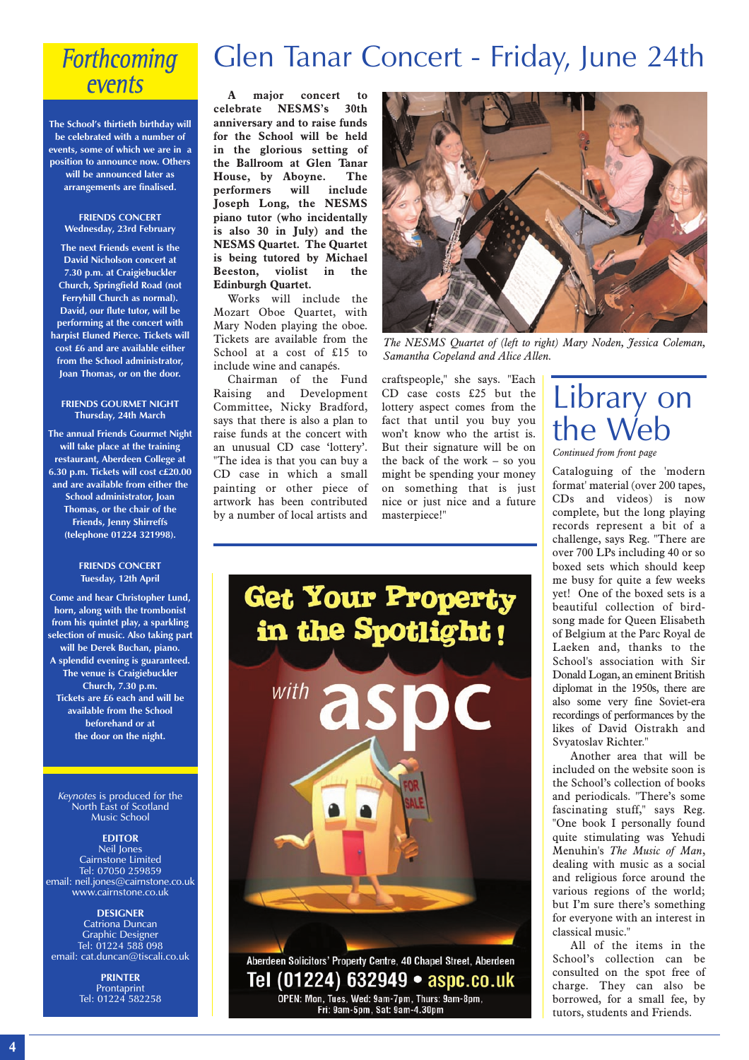# Forthcoming events

**The School's thirtieth birthday will be celebrated with a number of events, some of which we are in a position to announce now. Others will be announced later as arrangements are finalised.**

**FRIENDS CONCERT**
**Wednesday, 23rd February**

**The next Friends event is the David Nicholson concert at 7.30 p.m. at Craigiebuckler Church, Springfield Road (not Ferryhill Church as normal). David, our flute tutor, will be performing at the concert with harpist Eluned Pierce. Tickets will cost £6 and are available either from the School administrator, Joan Thomas, or on the door.**

**FRIENDS GOURMET NIGHT**
**Thursday, 24th March**

**The annual Friends Gourmet Night will take place at the training restaurant, Aberdeen College at 6.30 p.m. Tickets will cost c£20.00 and are available from either the School administrator, Joan Thomas, or the chair of the Friends, Jenny Shirreffs (telephone 01224 321998).**

**FRIENDS CONCERT**
**Tuesday, 12th April**

**Come and hear Christopher Lund, horn, along with the trombonist from his quintet play, a sparkling selection of music. Also taking part will be Derek Buchan, piano. A splendid evening is guaranteed. The venue is Craigiebuckler Church, 7.30 p.m. Tickets are £6 each and will be available from the School beforehand or at the door on the night.**

*Keynotes* is produced for the North East of Scotland Music School

**EDITOR**
Neil Jones
Cairnstone Limited
Tel: 07050 259859
email: neil.jones@cairnstone.co.uk
www.cairnstone.co.uk

**DESIGNER**
Catriona Duncan
Graphic Designer
Tel: 01224 588 098
email: cat.duncan@tiscali.co.uk

**PRINTER**
Prontaprint
Tel: 01224 582258

# Glen Tanar Concert - Friday, June 24th

**A major concert to celebrate NESMS's 30th anniversary and to raise funds for the School will be held in the glorious setting of the Ballroom at Glen Tanar House, by Aboyne. The performers will include Joseph Long, the NESMS piano tutor (who incidentally is also 30 in July) and the NESMS Quartet. The Quartet is being tutored by Michael Beeston, violist in the Edinburgh Quartet.**

Works will include the Mozart Oboe Quartet, with Mary Noden playing the oboe. Tickets are available from the School at a cost of £15 to include wine and canapés.

Chairman of the Fund Raising and Development Committee, Nicky Bradford, says that there is also a plan to raise funds at the concert with an unusual CD case 'lottery'. "The idea is that you can buy a CD case in which a small painting or other piece of artwork has been contributed by a number of local artists and craftspeople," she says. "Each CD case costs £25 but the lottery aspect comes from the fact that until you buy you won't know who the artist is. But their signature will be on the back of the work – so you might be spending your money on something that is just nice or just nice and a future masterpiece!"

*The NESMS Quartet of (left to right) Mary Noden, Jessica Coleman, Samantha Copeland and Alice Allen.*

Get Your Property in the Spotlight!
with aspc
Aberdeen Solicitors' Property Centre, 40 Chapel Street, Aberdeen
Tel (01224) 632949 • aspc.co.uk
OPEN: Mon, Tues, Wed: 9am-7pm, Thurs: 9am-8pm, Fri: 9am-5pm, Sat: 9am-4.30pm

# Library on the Web

*Continued from front page*

Cataloguing of the 'modern format' material (over 200 tapes, CDs and videos) is now complete, but the long playing records represent a bit of a challenge, says Reg. "There are over 700 LPs including 40 or so boxed sets which should keep me busy for quite a few weeks yet! One of the boxed sets is a beautiful collection of bird-song made for Queen Elisabeth of Belgium at the Parc Royal de Laeken and, thanks to the School's association with Sir Donald Logan, an eminent British diplomat in the 1950s, there are also some very fine Soviet-era recordings of performances by the likes of David Oistrakh and Svyatoslav Richter."

Another area that will be included on the website soon is the School's collection of books and periodicals. "There's some fascinating stuff," says Reg. "One book I personally found quite stimulating was Yehudi Menuhin's *The Music of Man*, dealing with music as a social and religious force around the various regions of the world; but I'm sure there's something for everyone with an interest in classical music."

All of the items in the School's collection can be consulted on the spot free of charge. They can also be borrowed, for a small fee, by tutors, students and Friends.